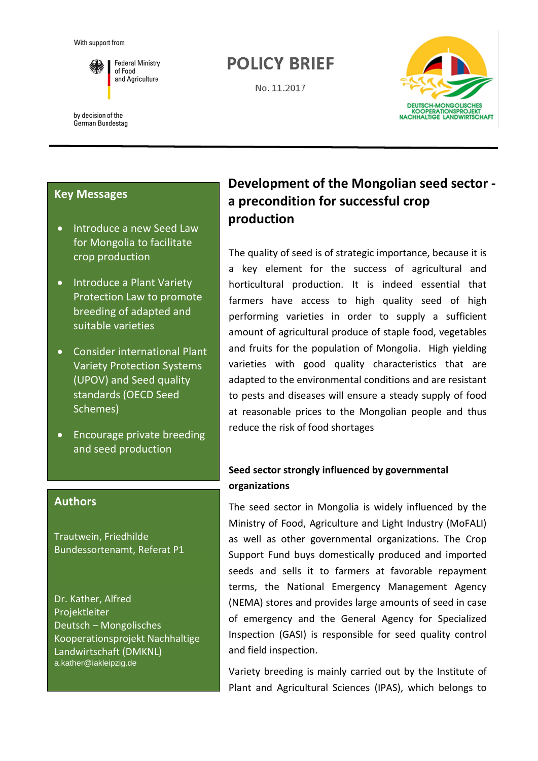With support from

Federal Ministry of Food and Agriculture

by decision of the German Bundestag

# POLICY BRIEF

No. 11.2017

DEUTSCH-MONGOLISCHES KOOPERATIONSPROJEKT NACHHALTIGE LANDWIRTSCHAFT

## Key Messages

- Introduce a new Seed Law for Mongolia to facilitate crop production
- Introduce a Plant Variety Protection Law to promote breeding of adapted and suitable varieties
- Consider international Plant Variety Protection Systems (UPOV) and Seed quality standards (OECD Seed Schemes)
- Encourage private breeding and seed production

## Authors

Trautwein, Friedhilde
Bundessortenamt, Referat P1

Dr. Kather, Alfred
Projektleiter
Deutsch – Mongolisches Kooperationsprojekt Nachhaltige Landwirtschaft (DMKNL)
a.kather@iakleipzig.de

# Development of the Mongolian seed sector - a precondition for successful crop production

The quality of seed is of strategic importance, because it is a key element for the success of agricultural and horticultural production. It is indeed essential that farmers have access to high quality seed of high performing varieties in order to supply a sufficient amount of agricultural produce of staple food, vegetables and fruits for the population of Mongolia. High yielding varieties with good quality characteristics that are adapted to the environmental conditions and are resistant to pests and diseases will ensure a steady supply of food at reasonable prices to the Mongolian people and thus reduce the risk of food shortages

### Seed sector strongly influenced by governmental organizations

The seed sector in Mongolia is widely influenced by the Ministry of Food, Agriculture and Light Industry (MoFALI) as well as other governmental organizations. The Crop Support Fund buys domestically produced and imported seeds and sells it to farmers at favorable repayment terms, the National Emergency Management Agency (NEMA) stores and provides large amounts of seed in case of emergency and the General Agency for Specialized Inspection (GASI) is responsible for seed quality control and field inspection.

Variety breeding is mainly carried out by the Institute of Plant and Agricultural Sciences (IPAS), which belongs to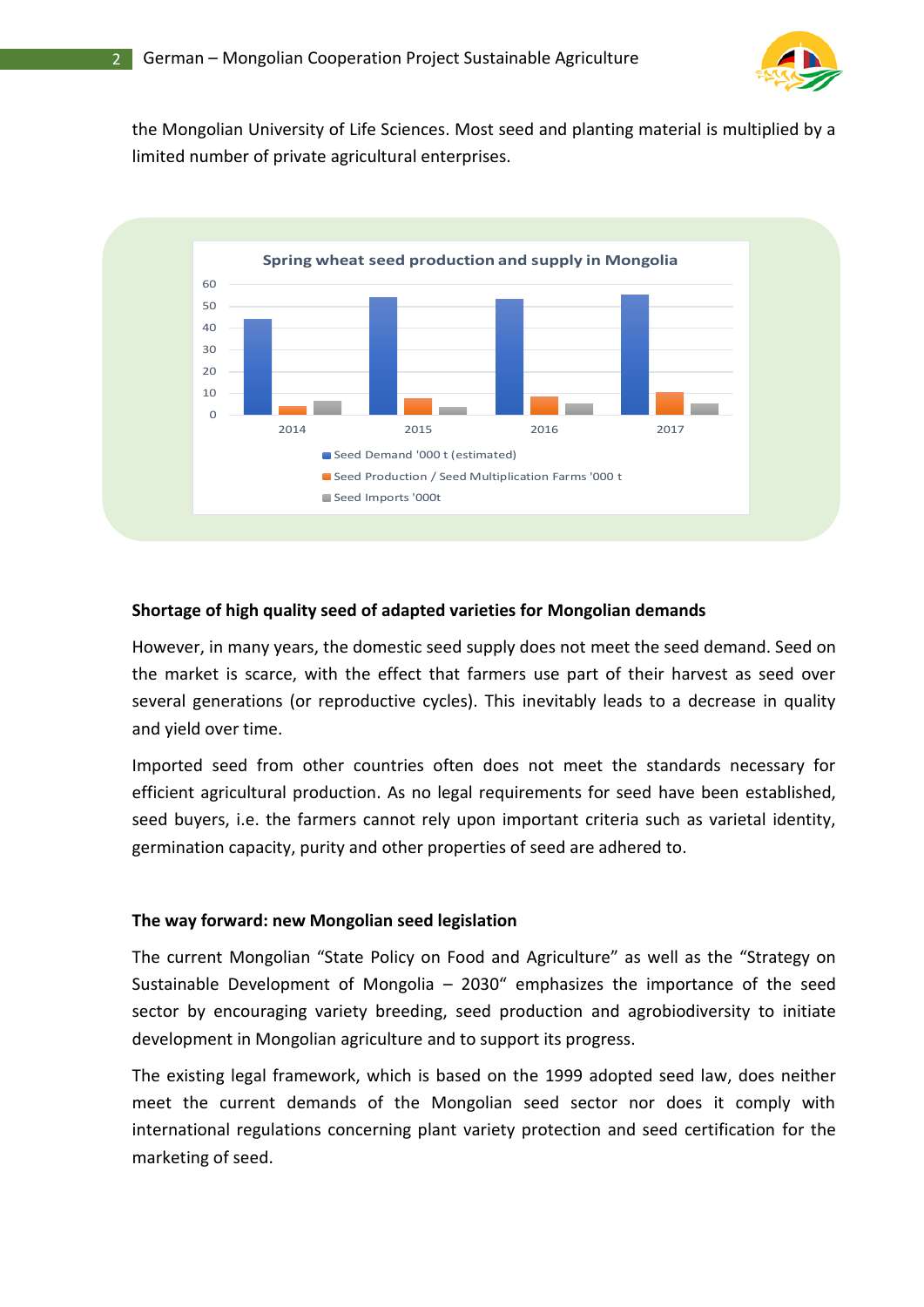the Mongolian University of Life Sciences. Most seed and planting material is multiplied by a limited number of private agricultural enterprises.

**Spring wheat seed production and supply in Mongolia**

### Shortage of high quality seed of adapted varieties for Mongolian demands

However, in many years, the domestic seed supply does not meet the seed demand. Seed on the market is scarce, with the effect that farmers use part of their harvest as seed over several generations (or reproductive cycles). This inevitably leads to a decrease in quality and yield over time.

Imported seed from other countries often does not meet the standards necessary for efficient agricultural production. As no legal requirements for seed have been established, seed buyers, i.e. the farmers cannot rely upon important criteria such as varietal identity, germination capacity, purity and other properties of seed are adhered to.

### The way forward: new Mongolian seed legislation

The current Mongolian "State Policy on Food and Agriculture" as well as the "Strategy on Sustainable Development of Mongolia – 2030" emphasizes the importance of the seed sector by encouraging variety breeding, seed production and agrobiodiversity to initiate development in Mongolian agriculture and to support its progress.

The existing legal framework, which is based on the 1999 adopted seed law, does neither meet the current demands of the Mongolian seed sector nor does it comply with international regulations concerning plant variety protection and seed certification for the marketing of seed.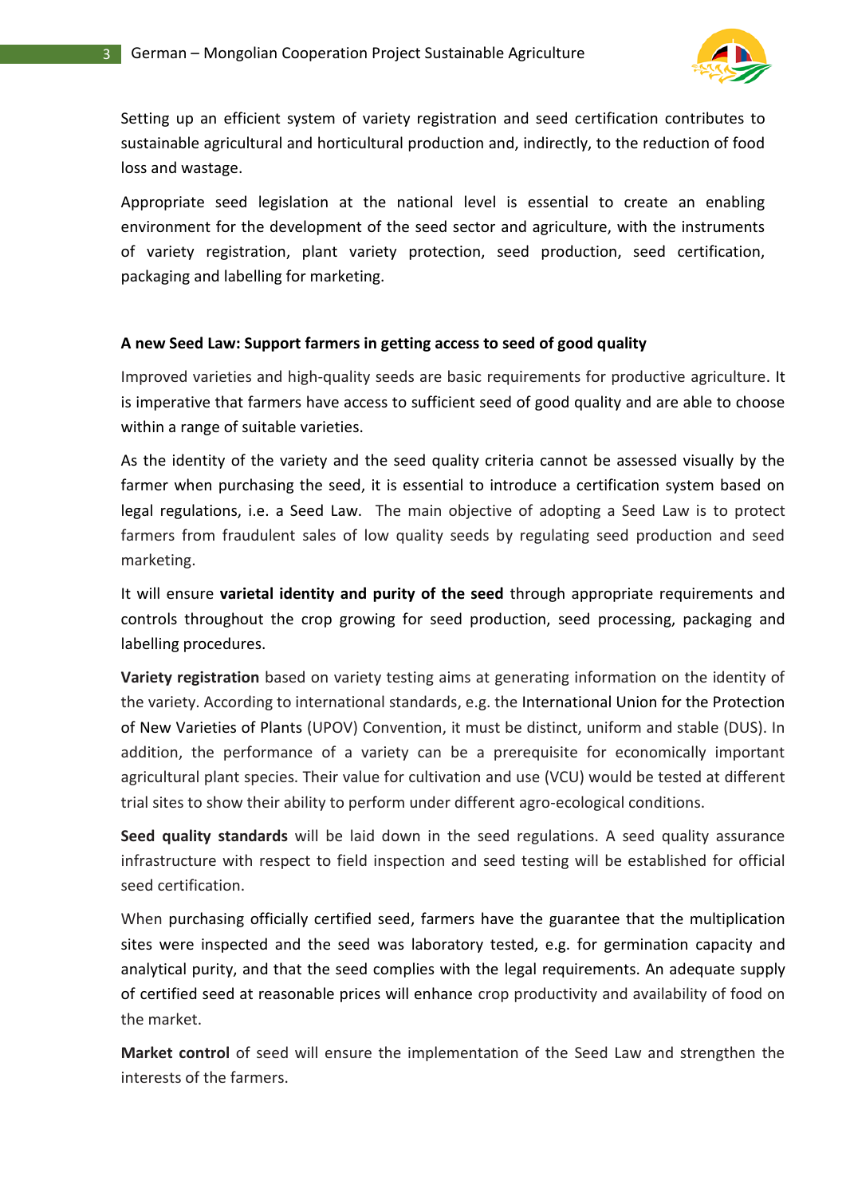Setting up an efficient system of variety registration and seed certification contributes to sustainable agricultural and horticultural production and, indirectly, to the reduction of food loss and wastage.

Appropriate seed legislation at the national level is essential to create an enabling environment for the development of the seed sector and agriculture, with the instruments of variety registration, plant variety protection, seed production, seed certification, packaging and labelling for marketing.

**A new Seed Law: Support farmers in getting access to seed of good quality**

Improved varieties and high-quality seeds are basic requirements for productive agriculture. It is imperative that farmers have access to sufficient seed of good quality and are able to choose within a range of suitable varieties.

As the identity of the variety and the seed quality criteria cannot be assessed visually by the farmer when purchasing the seed, it is essential to introduce a certification system based on legal regulations, i.e. a Seed Law. The main objective of adopting a Seed Law is to protect farmers from fraudulent sales of low quality seeds by regulating seed production and seed marketing.

It will ensure **varietal identity and purity of the seed** through appropriate requirements and controls throughout the crop growing for seed production, seed processing, packaging and labelling procedures.

**Variety registration** based on variety testing aims at generating information on the identity of the variety. According to international standards, e.g. the International Union for the Protection of New Varieties of Plants (UPOV) Convention, it must be distinct, uniform and stable (DUS). In addition, the performance of a variety can be a prerequisite for economically important agricultural plant species. Their value for cultivation and use (VCU) would be tested at different trial sites to show their ability to perform under different agro-ecological conditions.

**Seed quality standards** will be laid down in the seed regulations. A seed quality assurance infrastructure with respect to field inspection and seed testing will be established for official seed certification.

When purchasing officially certified seed, farmers have the guarantee that the multiplication sites were inspected and the seed was laboratory tested, e.g. for germination capacity and analytical purity, and that the seed complies with the legal requirements. An adequate supply of certified seed at reasonable prices will enhance crop productivity and availability of food on the market.

**Market control** of seed will ensure the implementation of the Seed Law and strengthen the interests of the farmers.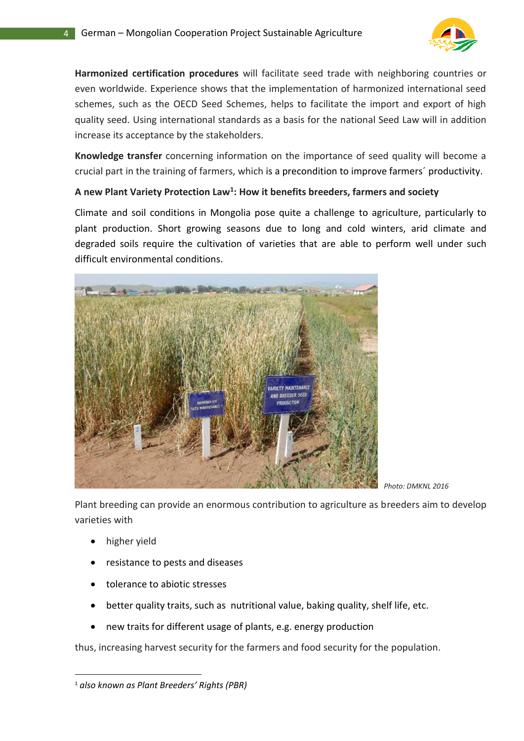**Harmonized certification procedures** will facilitate seed trade with neighboring countries or even worldwide. Experience shows that the implementation of harmonized international seed schemes, such as the OECD Seed Schemes, helps to facilitate the import and export of high quality seed. Using international standards as a basis for the national Seed Law will in addition increase its acceptance by the stakeholders.

**Knowledge transfer** concerning information on the importance of seed quality will become a crucial part in the training of farmers, which is a precondition to improve farmers´ productivity.

**A new Plant Variety Protection Law[1]: How it benefits breeders, farmers and society**

Climate and soil conditions in Mongolia pose quite a challenge to agriculture, particularly to plant production. Short growing seasons due to long and cold winters, arid climate and degraded soils require the cultivation of varieties that are able to perform well under such difficult environmental conditions.

*Photo: DMKNL 2016*

Plant breeding can provide an enormous contribution to agriculture as breeders aim to develop varieties with

- higher yield
- resistance to pests and diseases
- tolerance to abiotic stresses
- better quality traits, such as nutritional value, baking quality, shelf life, etc.
- new traits for different usage of plants, e.g. energy production

thus, increasing harvest security for the farmers and food security for the population.

[1] *also known as Plant Breeders' Rights (PBR)*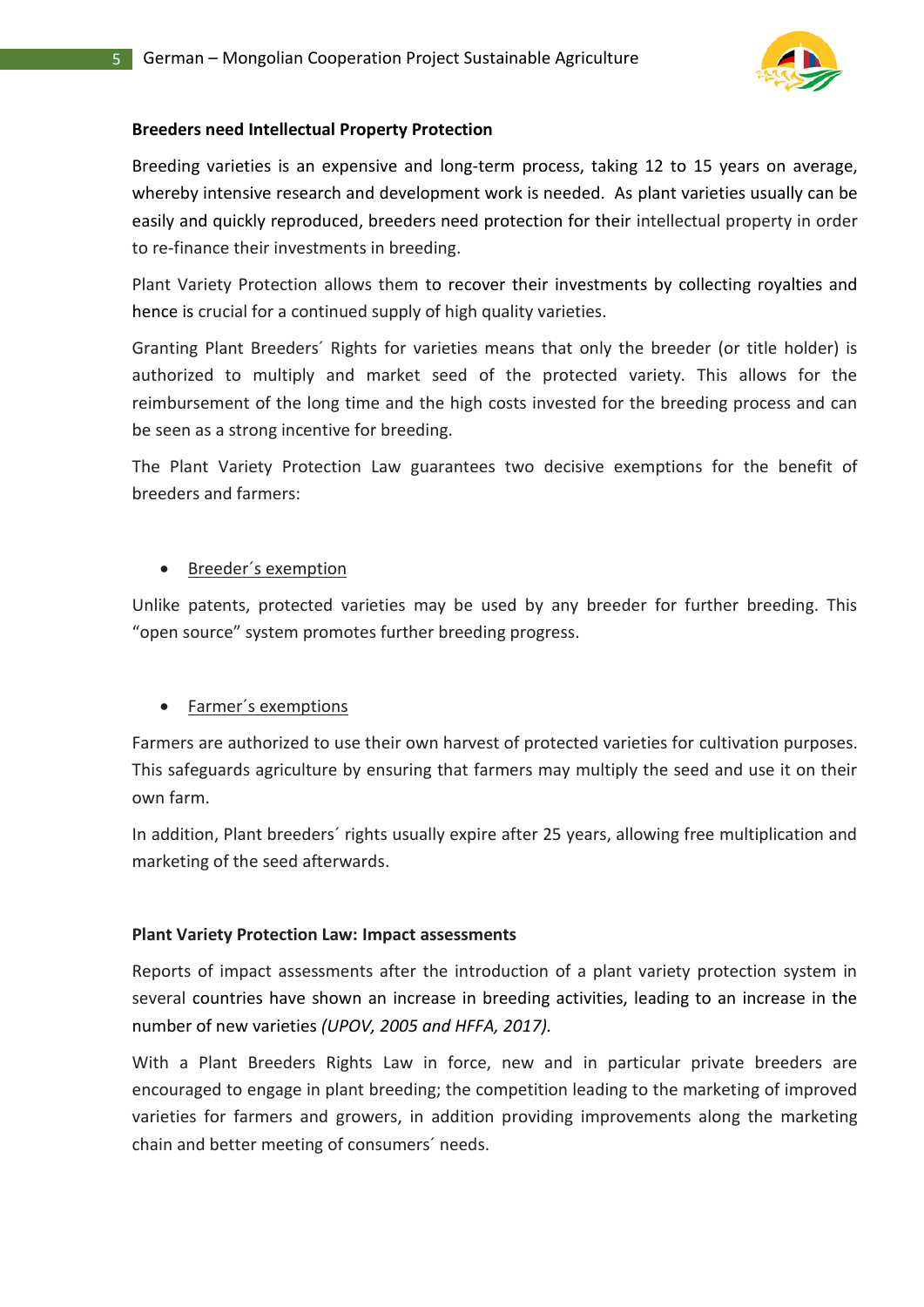**Breeders need Intellectual Property Protection**

Breeding varieties is an expensive and long-term process, taking 12 to 15 years on average, whereby intensive research and development work is needed. As plant varieties usually can be easily and quickly reproduced, breeders need protection for their intellectual property in order to re-finance their investments in breeding.

Plant Variety Protection allows them to recover their investments by collecting royalties and hence is crucial for a continued supply of high quality varieties.

Granting Plant Breeders´ Rights for varieties means that only the breeder (or title holder) is authorized to multiply and market seed of the protected variety. This allows for the reimbursement of the long time and the high costs invested for the breeding process and can be seen as a strong incentive for breeding.

The Plant Variety Protection Law guarantees two decisive exemptions for the benefit of breeders and farmers:

- Breeder´s exemption

Unlike patents, protected varieties may be used by any breeder for further breeding. This "open source" system promotes further breeding progress.

- Farmer´s exemptions

Farmers are authorized to use their own harvest of protected varieties for cultivation purposes. This safeguards agriculture by ensuring that farmers may multiply the seed and use it on their own farm.

In addition, Plant breeders´ rights usually expire after 25 years, allowing free multiplication and marketing of the seed afterwards.

**Plant Variety Protection Law: Impact assessments**

Reports of impact assessments after the introduction of a plant variety protection system in several countries have shown an increase in breeding activities, leading to an increase in the number of new varieties *(UPOV, 2005 and HFFA, 2017).*

With a Plant Breeders Rights Law in force, new and in particular private breeders are encouraged to engage in plant breeding; the competition leading to the marketing of improved varieties for farmers and growers, in addition providing improvements along the marketing chain and better meeting of consumers´ needs.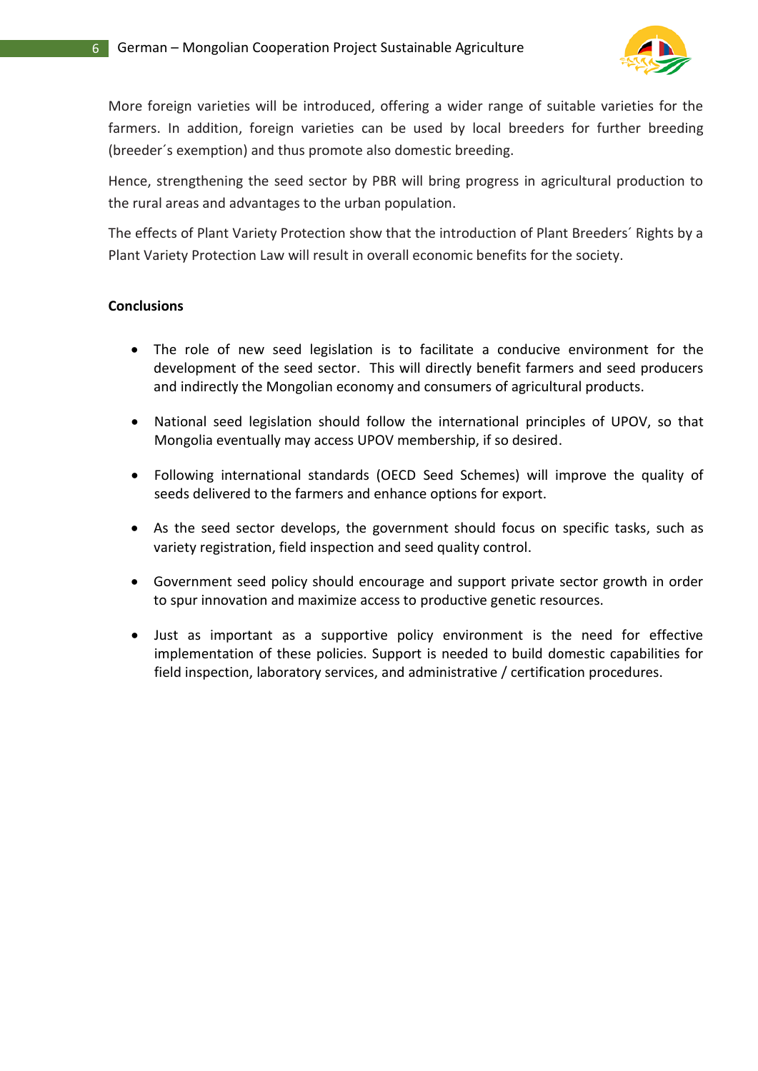More foreign varieties will be introduced, offering a wider range of suitable varieties for the farmers. In addition, foreign varieties can be used by local breeders for further breeding (breeder´s exemption) and thus promote also domestic breeding.

Hence, strengthening the seed sector by PBR will bring progress in agricultural production to the rural areas and advantages to the urban population.

The effects of Plant Variety Protection show that the introduction of Plant Breeders´ Rights by a Plant Variety Protection Law will result in overall economic benefits for the society.

**Conclusions**

- The role of new seed legislation is to facilitate a conducive environment for the development of the seed sector. This will directly benefit farmers and seed producers and indirectly the Mongolian economy and consumers of agricultural products.
- National seed legislation should follow the international principles of UPOV, so that Mongolia eventually may access UPOV membership, if so desired.
- Following international standards (OECD Seed Schemes) will improve the quality of seeds delivered to the farmers and enhance options for export.
- As the seed sector develops, the government should focus on specific tasks, such as variety registration, field inspection and seed quality control.
- Government seed policy should encourage and support private sector growth in order to spur innovation and maximize access to productive genetic resources.
- Just as important as a supportive policy environment is the need for effective implementation of these policies. Support is needed to build domestic capabilities for field inspection, laboratory services, and administrative / certification procedures.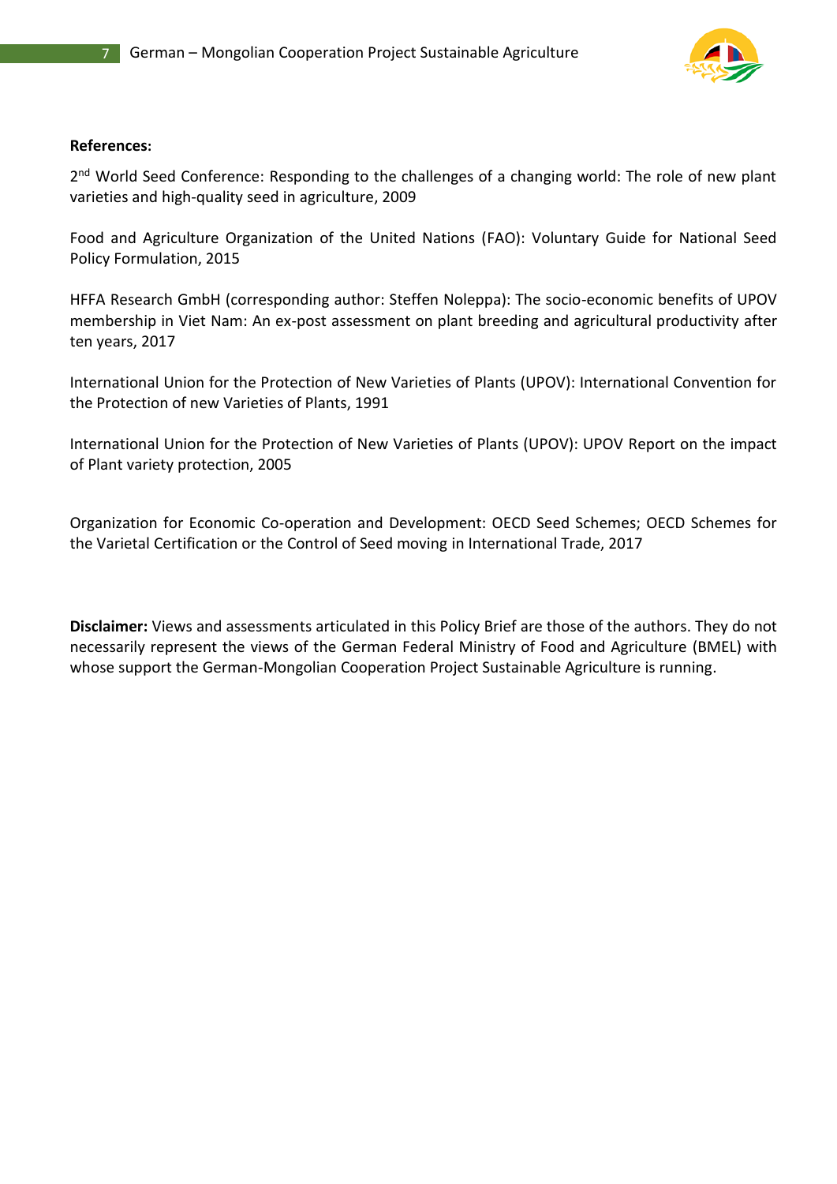**References:**

2nd World Seed Conference: Responding to the challenges of a changing world: The role of new plant varieties and high-quality seed in agriculture, 2009

Food and Agriculture Organization of the United Nations (FAO): Voluntary Guide for National Seed Policy Formulation, 2015

HFFA Research GmbH (corresponding author: Steffen Noleppa): The socio-economic benefits of UPOV membership in Viet Nam: An ex-post assessment on plant breeding and agricultural productivity after ten years, 2017

International Union for the Protection of New Varieties of Plants (UPOV): International Convention for the Protection of new Varieties of Plants, 1991

International Union for the Protection of New Varieties of Plants (UPOV): UPOV Report on the impact of Plant variety protection, 2005

Organization for Economic Co-operation and Development: OECD Seed Schemes; OECD Schemes for the Varietal Certification or the Control of Seed moving in International Trade, 2017

**Disclaimer:** Views and assessments articulated in this Policy Brief are those of the authors. They do not necessarily represent the views of the German Federal Ministry of Food and Agriculture (BMEL) with whose support the German-Mongolian Cooperation Project Sustainable Agriculture is running.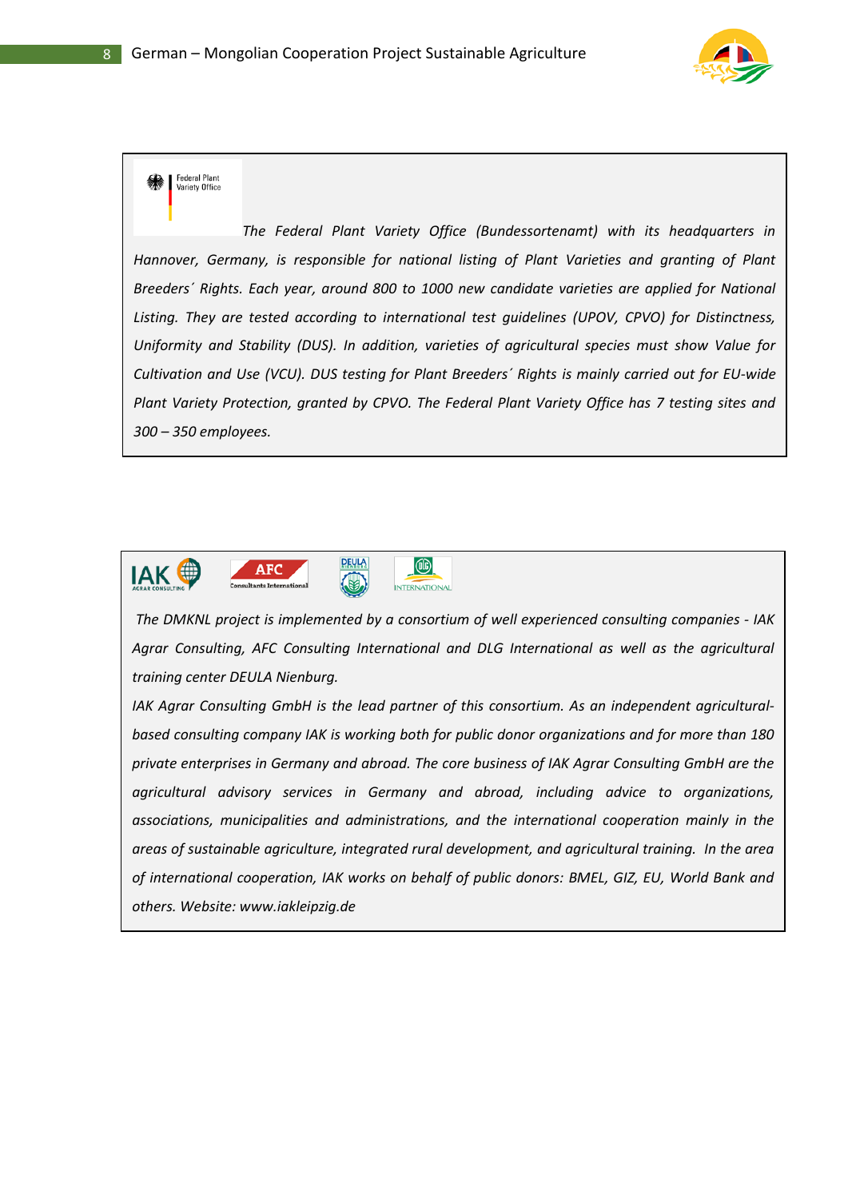Federal Plant Variety Office

*The Federal Plant Variety Office (Bundessortenamt) with its headquarters in Hannover, Germany, is responsible for national listing of Plant Varieties and granting of Plant Breeders´ Rights. Each year, around 800 to 1000 new candidate varieties are applied for National Listing. They are tested according to international test guidelines (UPOV, CPVO) for Distinctness, Uniformity and Stability (DUS). In addition, varieties of agricultural species must show Value for Cultivation and Use (VCU). DUS testing for Plant Breeders´ Rights is mainly carried out for EU-wide Plant Variety Protection, granted by CPVO. The Federal Plant Variety Office has 7 testing sites and 300 – 350 employees.*

IAK AGRAR CONSULTING | AFC Consultants International | DEULA NIENBURG | DLG INTERNATIONAL

*The DMKNL project is implemented by a consortium of well experienced consulting companies - IAK Agrar Consulting, AFC Consulting International and DLG International as well as the agricultural training center DEULA Nienburg.*

*IAK Agrar Consulting GmbH is the lead partner of this consortium. As an independent agricultural-based consulting company IAK is working both for public donor organizations and for more than 180 private enterprises in Germany and abroad. The core business of IAK Agrar Consulting GmbH are the agricultural advisory services in Germany and abroad, including advice to organizations, associations, municipalities and administrations, and the international cooperation mainly in the areas of sustainable agriculture, integrated rural development, and agricultural training. In the area of international cooperation, IAK works on behalf of public donors: BMEL, GIZ, EU, World Bank and others. Website: www.iakleipzig.de*